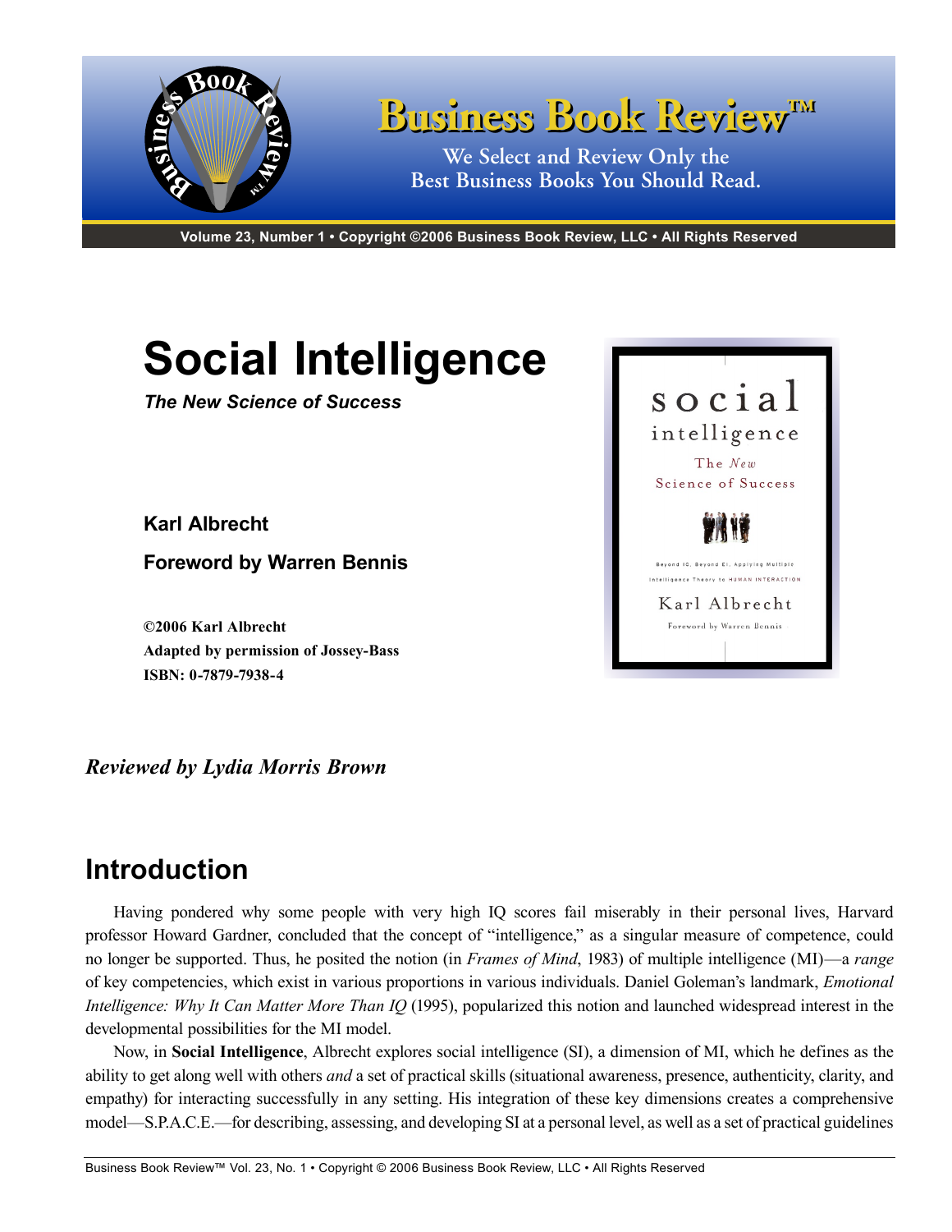# Business Book Review™

We Select and Review Only the Best Business Books You Should Read.

Volume 23, Number 1 • Copyright ©2006 Business Book Review, LLC • All Rights Reserved

# Social Intelligence

***The New Science of Success***

**Karl Albrecht**

**Foreword by Warren Bennis**

**©2006 Karl Albrecht**
**Adapted by permission of Jossey-Bass**
**ISBN: 0-7879-7938-4**

***Reviewed by Lydia Morris Brown***

## Introduction

Having pondered why some people with very high IQ scores fail miserably in their personal lives, Harvard professor Howard Gardner, concluded that the concept of "intelligence," as a singular measure of competence, could no longer be supported. Thus, he posited the notion (in *Frames of Mind*, 1983) of multiple intelligence (MI)—a *range* of key competencies, which exist in various proportions in various individuals. Daniel Goleman's landmark, *Emotional Intelligence: Why It Can Matter More Than IQ* (1995), popularized this notion and launched widespread interest in the developmental possibilities for the MI model.

Now, in **Social Intelligence**, Albrecht explores social intelligence (SI), a dimension of MI, which he defines as the ability to get along well with others *and* a set of practical skills (situational awareness, presence, authenticity, clarity, and empathy) for interacting successfully in any setting. His integration of these key dimensions creates a comprehensive model—S.P.A.C.E.—for describing, assessing, and developing SI at a personal level, as well as a set of practical guidelines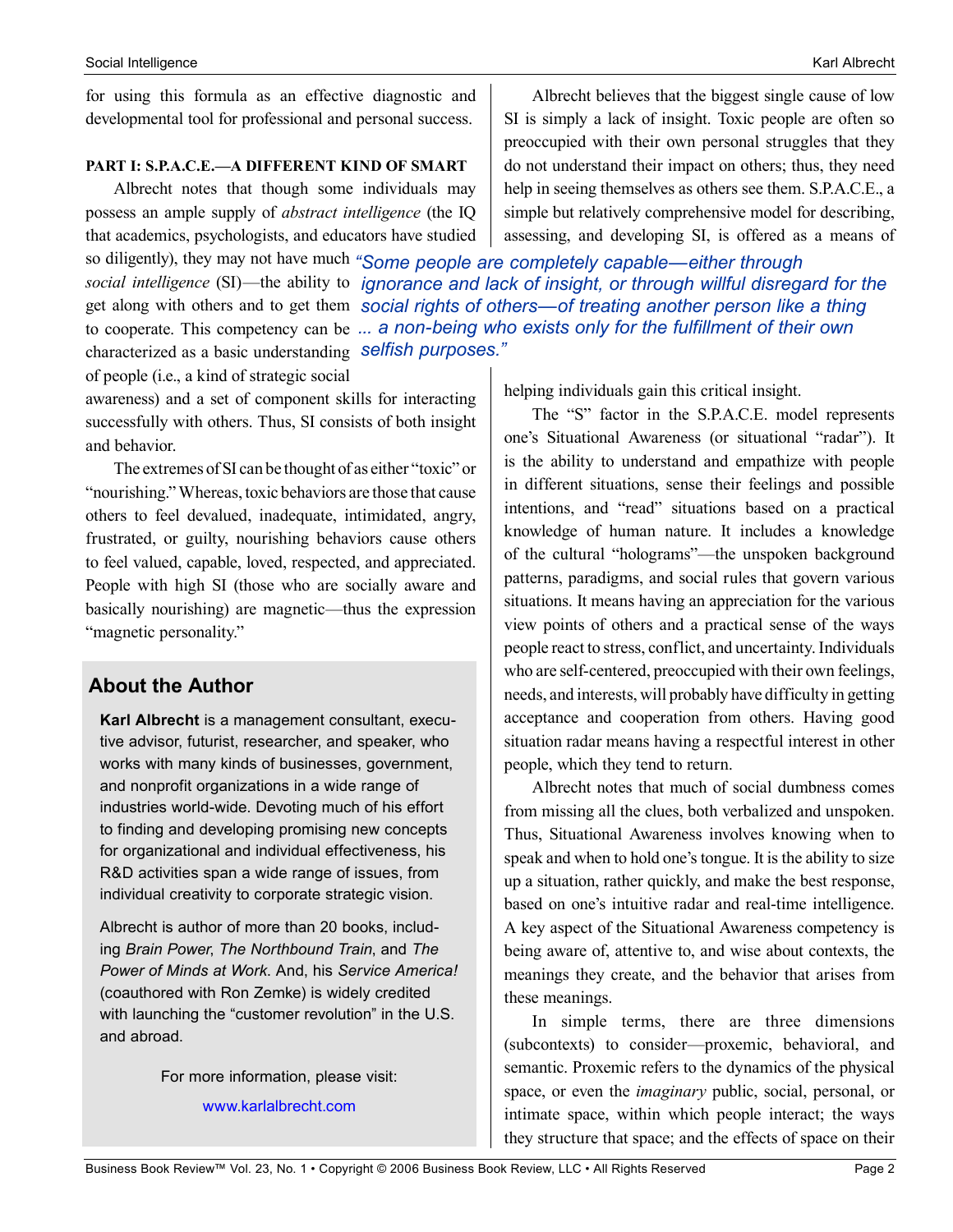for using this formula as an effective diagnostic and developmental tool for professional and personal success.

**PART I: S.P.A.C.E.—A DIFFERENT KIND OF SMART**

Albrecht notes that though some individuals may possess an ample supply of *abstract intelligence* (the IQ that academics, psychologists, and educators have studied so diligently), they may not have much *social intelligence* (SI)—the ability to get along with others and to get them to cooperate. This competency can be characterized as a basic understanding of people (i.e., a kind of strategic social awareness) and a set of component skills for interacting successfully with others. Thus, SI consists of both insight and behavior.

The extremes of SI can be thought of as either "toxic" or "nourishing." Whereas, toxic behaviors are those that cause others to feel devalued, inadequate, intimidated, angry, frustrated, or guilty, nourishing behaviors cause others to feel valued, capable, loved, respected, and appreciated. People with high SI (those who are socially aware and basically nourishing) are magnetic—thus the expression "magnetic personality."

> *"Some people are completely capable—either through ignorance and lack of insight, or through willful disregard for the social rights of others—of treating another person like a thing ... a non-being who exists only for the fulfillment of their own selfish purposes."*

## About the Author

**Karl Albrecht** is a management consultant, executive advisor, futurist, researcher, and speaker, who works with many kinds of businesses, government, and nonprofit organizations in a wide range of industries world-wide. Devoting much of his effort to finding and developing promising new concepts for organizational and individual effectiveness, his R&D activities span a wide range of issues, from individual creativity to corporate strategic vision.

Albrecht is author of more than 20 books, including *Brain Power*, *The Northbound Train*, and *The Power of Minds at Work*. And, his *Service America!* (coauthored with Ron Zemke) is widely credited with launching the "customer revolution" in the U.S. and abroad.

For more information, please visit:

www.karlalbrecht.com

Albrecht believes that the biggest single cause of low SI is simply a lack of insight. Toxic people are often so preoccupied with their own personal struggles that they do not understand their impact on others; thus, they need help in seeing themselves as others see them. S.P.A.C.E., a simple but relatively comprehensive model for describing, assessing, and developing SI, is offered as a means of helping individuals gain this critical insight.

The "S" factor in the S.P.A.C.E. model represents one's Situational Awareness (or situational "radar"). It is the ability to understand and empathize with people in different situations, sense their feelings and possible intentions, and "read" situations based on a practical knowledge of human nature. It includes a knowledge of the cultural "holograms"—the unspoken background patterns, paradigms, and social rules that govern various situations. It means having an appreciation for the various view points of others and a practical sense of the ways people react to stress, conflict, and uncertainty. Individuals who are self-centered, preoccupied with their own feelings, needs, and interests, will probably have difficulty in getting acceptance and cooperation from others. Having good situation radar means having a respectful interest in other people, which they tend to return.

Albrecht notes that much of social dumbness comes from missing all the clues, both verbalized and unspoken. Thus, Situational Awareness involves knowing when to speak and when to hold one's tongue. It is the ability to size up a situation, rather quickly, and make the best response, based on one's intuitive radar and real-time intelligence. A key aspect of the Situational Awareness competency is being aware of, attentive to, and wise about contexts, the meanings they create, and the behavior that arises from these meanings.

In simple terms, there are three dimensions (subcontexts) to consider—proxemic, behavioral, and semantic. Proxemic refers to the dynamics of the physical space, or even the *imaginary* public, social, personal, or intimate space, within which people interact; the ways they structure that space; and the effects of space on their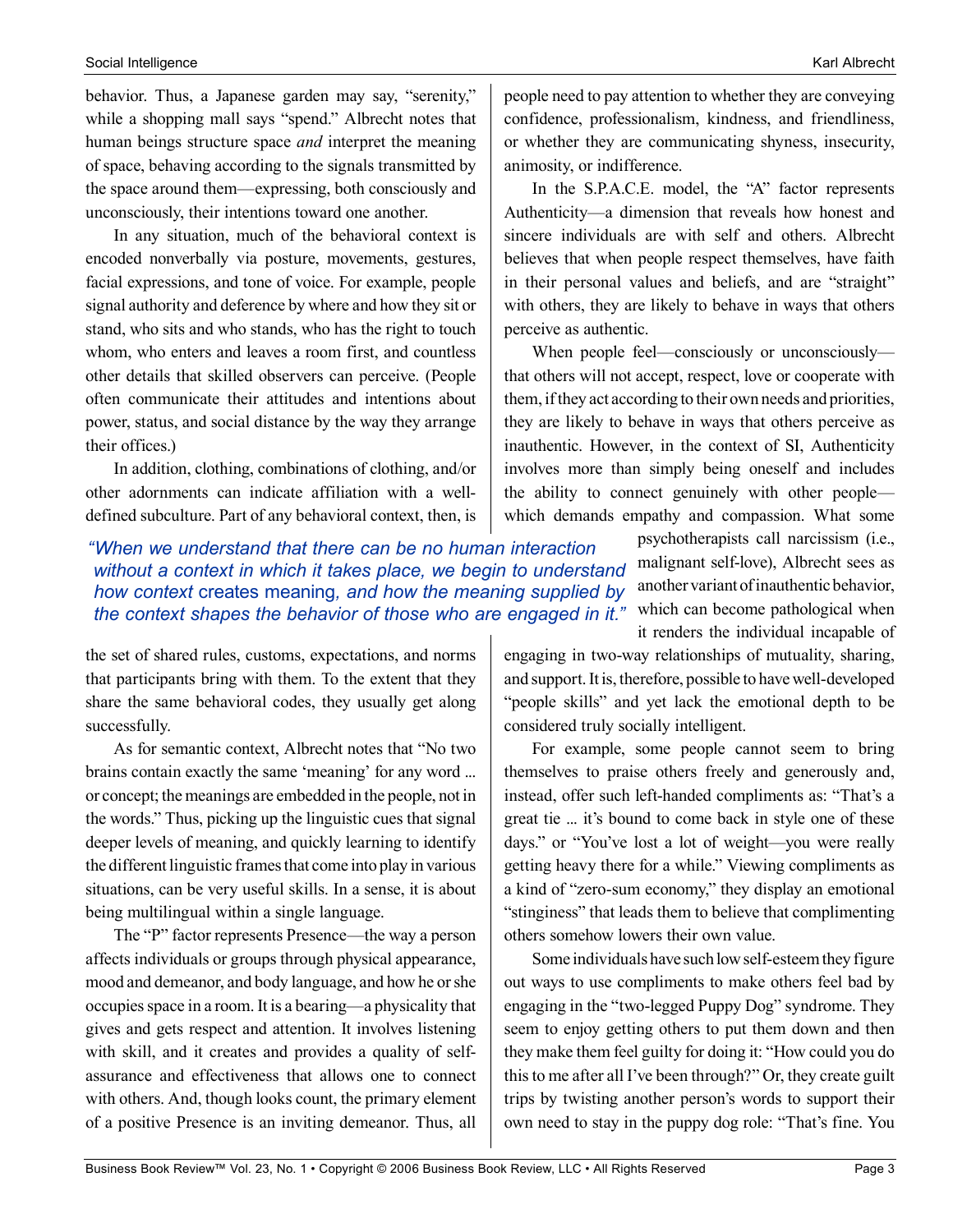behavior. Thus, a Japanese garden may say, "serenity," while a shopping mall says "spend." Albrecht notes that human beings structure space *and* interpret the meaning of space, behaving according to the signals transmitted by the space around them—expressing, both consciously and unconsciously, their intentions toward one another.

In any situation, much of the behavioral context is encoded nonverbally via posture, movements, gestures, facial expressions, and tone of voice. For example, people signal authority and deference by where and how they sit or stand, who sits and who stands, who has the right to touch whom, who enters and leaves a room first, and countless other details that skilled observers can perceive. (People often communicate their attitudes and intentions about power, status, and social distance by the way they arrange their offices.)

In addition, clothing, combinations of clothing, and/or other adornments can indicate affiliation with a well-defined subculture. Part of any behavioral context, then, is the set of shared rules, customs, expectations, and norms that participants bring with them. To the extent that they share the same behavioral codes, they usually get along successfully.

*"When we understand that there can be no human interaction without a context in which it takes place, we begin to understand how context* creates meaning*, and how the meaning supplied by the context shapes the behavior of those who are engaged in it."*

As for semantic context, Albrecht notes that "No two brains contain exactly the same 'meaning' for any word ... or concept; the meanings are embedded in the people, not in the words." Thus, picking up the linguistic cues that signal deeper levels of meaning, and quickly learning to identify the different linguistic frames that come into play in various situations, can be very useful skills. In a sense, it is about being multilingual within a single language.

The "P" factor represents Presence—the way a person affects individuals or groups through physical appearance, mood and demeanor, and body language, and how he or she occupies space in a room. It is a bearing—a physicality that gives and gets respect and attention. It involves listening with skill, and it creates and provides a quality of self-assurance and effectiveness that allows one to connect with others. And, though looks count, the primary element of a positive Presence is an inviting demeanor. Thus, all people need to pay attention to whether they are conveying confidence, professionalism, kindness, and friendliness, or whether they are communicating shyness, insecurity, animosity, or indifference.

In the S.P.A.C.E. model, the "A" factor represents Authenticity—a dimension that reveals how honest and sincere individuals are with self and others. Albrecht believes that when people respect themselves, have faith in their personal values and beliefs, and are "straight" with others, they are likely to behave in ways that others perceive as authentic.

When people feel—consciously or unconsciously—that others will not accept, respect, love or cooperate with them, if they act according to their own needs and priorities, they are likely to behave in ways that others perceive as inauthentic. However, in the context of SI, Authenticity involves more than simply being oneself and includes the ability to connect genuinely with other people—which demands empathy and compassion. What some psychotherapists call narcissism (i.e., malignant self-love), Albrecht sees as another variant of inauthentic behavior, which can become pathological when it renders the individual incapable of engaging in two-way relationships of mutuality, sharing, and support. It is, therefore, possible to have well-developed "people skills" and yet lack the emotional depth to be considered truly socially intelligent.

For example, some people cannot seem to bring themselves to praise others freely and generously and, instead, offer such left-handed compliments as: "That's a great tie ... it's bound to come back in style one of these days." or "You've lost a lot of weight—you were really getting heavy there for a while." Viewing compliments as a kind of "zero-sum economy," they display an emotional "stinginess" that leads them to believe that complimenting others somehow lowers their own value.

Some individuals have such low self-esteem they figure out ways to use compliments to make others feel bad by engaging in the "two-legged Puppy Dog" syndrome. They seem to enjoy getting others to put them down and then they make them feel guilty for doing it: "How could you do this to me after all I've been through?" Or, they create guilt trips by twisting another person's words to support their own need to stay in the puppy dog role: "That's fine. You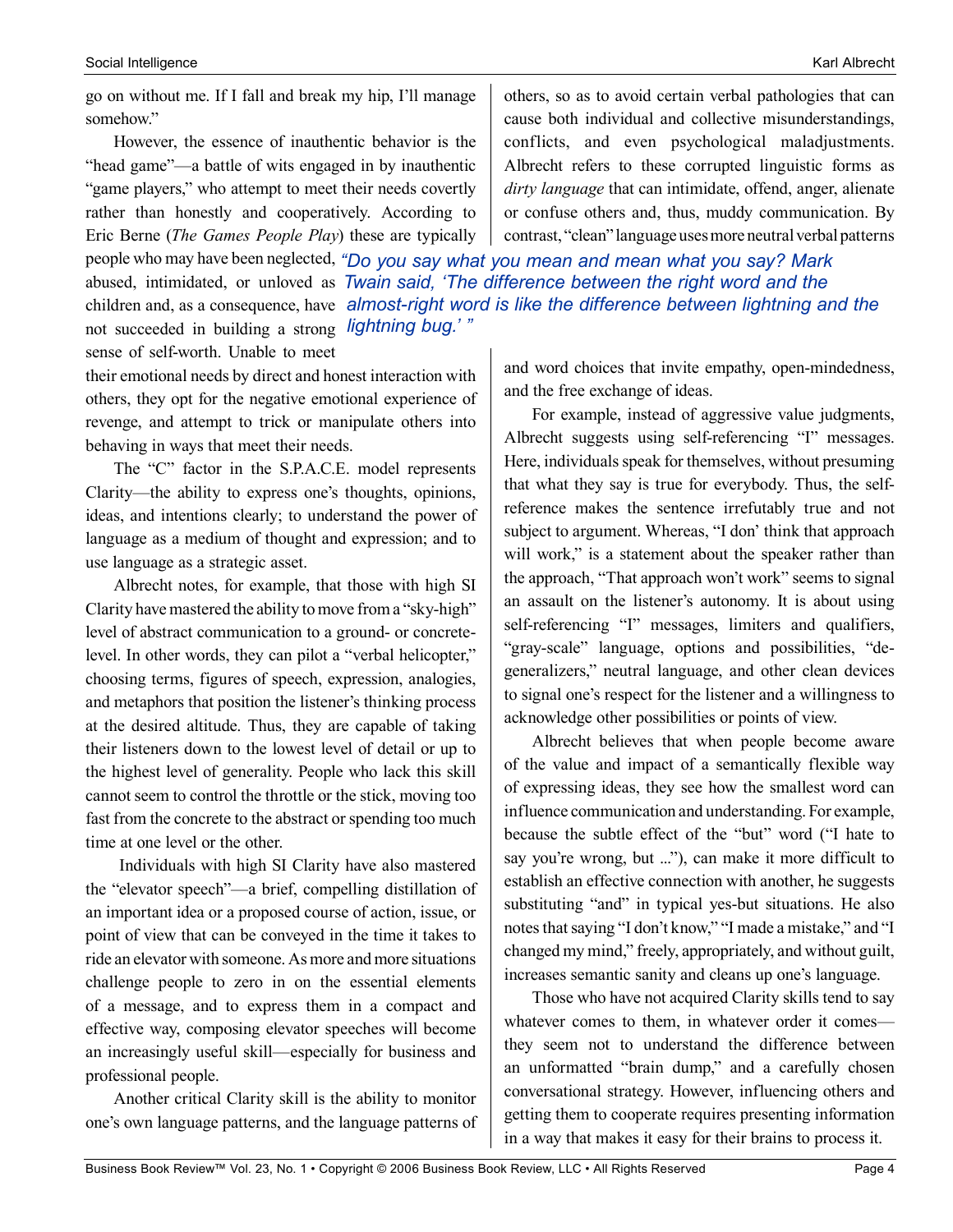go on without me. If I fall and break my hip, I'll manage somehow."

However, the essence of inauthentic behavior is the "head game"—a battle of wits engaged in by inauthentic "game players," who attempt to meet their needs covertly rather than honestly and cooperatively. According to Eric Berne (*The Games People Play*) these are typically people who may have been neglected, abused, intimidated, or unloved as children and, as a consequence, have not succeeded in building a strong sense of self-worth. Unable to meet their emotional needs by direct and honest interaction with others, they opt for the negative emotional experience of revenge, and attempt to trick or manipulate others into behaving in ways that meet their needs.

The "C" factor in the S.P.A.C.E. model represents Clarity—the ability to express one's thoughts, opinions, ideas, and intentions clearly; to understand the power of language as a medium of thought and expression; and to use language as a strategic asset.

Albrecht notes, for example, that those with high SI Clarity have mastered the ability to move from a "sky-high" level of abstract communication to a ground- or concrete-level. In other words, they can pilot a "verbal helicopter," choosing terms, figures of speech, expression, analogies, and metaphors that position the listener's thinking process at the desired altitude. Thus, they are capable of taking their listeners down to the lowest level of detail or up to the highest level of generality. People who lack this skill cannot seem to control the throttle or the stick, moving too fast from the concrete to the abstract or spending too much time at one level or the other.

Individuals with high SI Clarity have also mastered the "elevator speech"—a brief, compelling distillation of an important idea or a proposed course of action, issue, or point of view that can be conveyed in the time it takes to ride an elevator with someone. As more and more situations challenge people to zero in on the essential elements of a message, and to express them in a compact and effective way, composing elevator speeches will become an increasingly useful skill—especially for business and professional people.

Another critical Clarity skill is the ability to monitor one's own language patterns, and the language patterns of others, so as to avoid certain verbal pathologies that can cause both individual and collective misunderstandings, conflicts, and even psychological maladjustments. Albrecht refers to these corrupted linguistic forms as *dirty language* that can intimidate, offend, anger, alienate or confuse others and, thus, muddy communication. By contrast, "clean" language uses more neutral verbal patterns and word choices that invite empathy, open-mindedness, and the free exchange of ideas.

*"Do you say what you mean and mean what you say? Mark Twain said, 'The difference between the right word and the almost-right word is like the difference between lightning and the lightning bug.' "*

For example, instead of aggressive value judgments, Albrecht suggests using self-referencing "I" messages. Here, individuals speak for themselves, without presuming that what they say is true for everybody. Thus, the self-reference makes the sentence irrefutably true and not subject to argument. Whereas, "I don' think that approach will work," is a statement about the speaker rather than the approach, "That approach won't work" seems to signal an assault on the listener's autonomy. It is about using self-referencing "I" messages, limiters and qualifiers, "gray-scale" language, options and possibilities, "de-generalizers," neutral language, and other clean devices to signal one's respect for the listener and a willingness to acknowledge other possibilities or points of view.

Albrecht believes that when people become aware of the value and impact of a semantically flexible way of expressing ideas, they see how the smallest word can influence communication and understanding. For example, because the subtle effect of the "but" word ("I hate to say you're wrong, but ..."), can make it more difficult to establish an effective connection with another, he suggests substituting "and" in typical yes-but situations. He also notes that saying "I don't know," "I made a mistake," and "I changed my mind," freely, appropriately, and without guilt, increases semantic sanity and cleans up one's language.

Those who have not acquired Clarity skills tend to say whatever comes to them, in whatever order it comes—they seem not to understand the difference between an unformatted "brain dump," and a carefully chosen conversational strategy. However, influencing others and getting them to cooperate requires presenting information in a way that makes it easy for their brains to process it.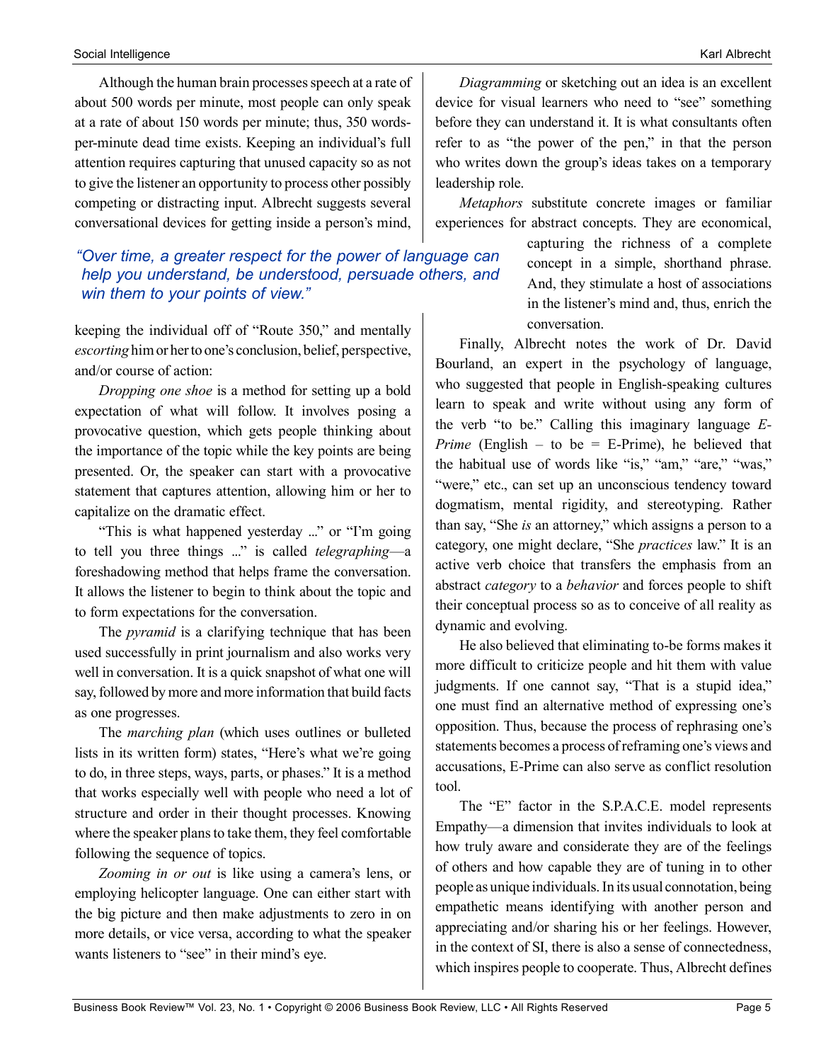Although the human brain processes speech at a rate of about 500 words per minute, most people can only speak at a rate of about 150 words per minute; thus, 350 words-per-minute dead time exists. Keeping an individual's full attention requires capturing that unused capacity so as not to give the listener an opportunity to process other possibly competing or distracting input. Albrecht suggests several conversational devices for getting inside a person's mind, keeping the individual off of "Route 350," and mentally *escorting* him or her to one's conclusion, belief, perspective, and/or course of action:

> "Over time, a greater respect for the power of language can help you understand, be understood, persuade others, and win them to your points of view."

*Dropping one shoe* is a method for setting up a bold expectation of what will follow. It involves posing a provocative question, which gets people thinking about the importance of the topic while the key points are being presented. Or, the speaker can start with a provocative statement that captures attention, allowing him or her to capitalize on the dramatic effect.

"This is what happened yesterday ..." or "I'm going to tell you three things ..." is called *telegraphing*—a foreshadowing method that helps frame the conversation. It allows the listener to begin to think about the topic and to form expectations for the conversation.

The *pyramid* is a clarifying technique that has been used successfully in print journalism and also works very well in conversation. It is a quick snapshot of what one will say, followed by more and more information that build facts as one progresses.

The *marching plan* (which uses outlines or bulleted lists in its written form) states, "Here's what we're going to do, in three steps, ways, parts, or phases." It is a method that works especially well with people who need a lot of structure and order in their thought processes. Knowing where the speaker plans to take them, they feel comfortable following the sequence of topics.

*Zooming in or out* is like using a camera's lens, or employing helicopter language. One can either start with the big picture and then make adjustments to zero in on more details, or vice versa, according to what the speaker wants listeners to "see" in their mind's eye.

*Diagramming* or sketching out an idea is an excellent device for visual learners who need to "see" something before they can understand it. It is what consultants often refer to as "the power of the pen," in that the person who writes down the group's ideas takes on a temporary leadership role.

*Metaphors* substitute concrete images or familiar experiences for abstract concepts. They are economical, capturing the richness of a complete concept in a simple, shorthand phrase. And, they stimulate a host of associations in the listener's mind and, thus, enrich the conversation.

Finally, Albrecht notes the work of Dr. David Bourland, an expert in the psychology of language, who suggested that people in English-speaking cultures learn to speak and write without using any form of the verb "to be." Calling this imaginary language *E-Prime* (English – to be = E-Prime), he believed that the habitual use of words like "is," "am," "are," "was," "were," etc., can set up an unconscious tendency toward dogmatism, mental rigidity, and stereotyping. Rather than say, "She *is* an attorney," which assigns a person to a category, one might declare, "She *practices* law." It is an active verb choice that transfers the emphasis from an abstract *category* to a *behavior* and forces people to shift their conceptual process so as to conceive of all reality as dynamic and evolving.

He also believed that eliminating to-be forms makes it more difficult to criticize people and hit them with value judgments. If one cannot say, "That is a stupid idea," one must find an alternative method of expressing one's opposition. Thus, because the process of rephrasing one's statements becomes a process of reframing one's views and accusations, E-Prime can also serve as conflict resolution tool.

The "E" factor in the S.P.A.C.E. model represents Empathy—a dimension that invites individuals to look at how truly aware and considerate they are of the feelings of others and how capable they are of tuning in to other people as unique individuals. In its usual connotation, being empathetic means identifying with another person and appreciating and/or sharing his or her feelings. However, in the context of SI, there is also a sense of connectedness, which inspires people to cooperate. Thus, Albrecht defines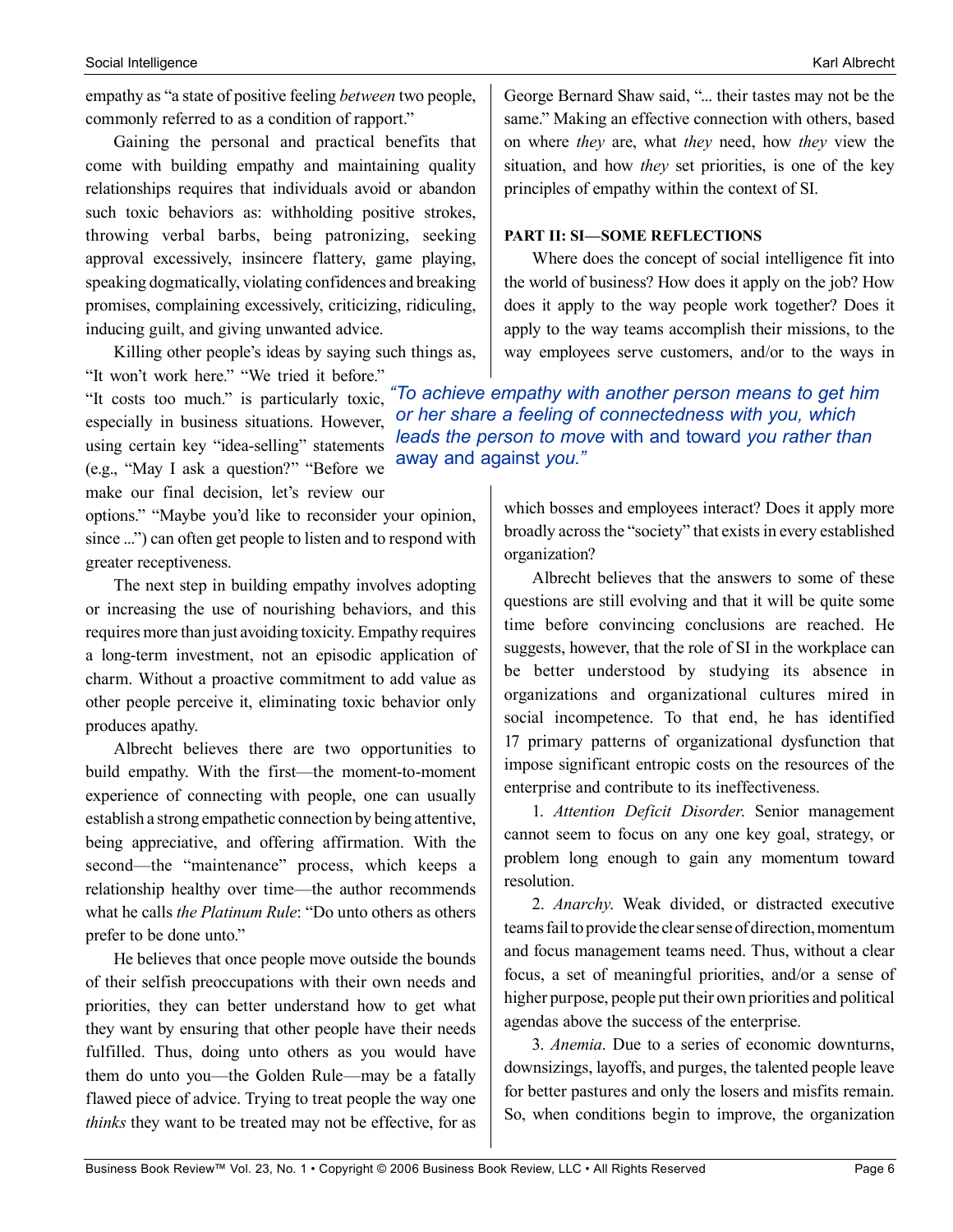empathy as "a state of positive feeling *between* two people, commonly referred to as a condition of rapport."

Gaining the personal and practical benefits that come with building empathy and maintaining quality relationships requires that individuals avoid or abandon such toxic behaviors as: withholding positive strokes, throwing verbal barbs, being patronizing, seeking approval excessively, insincere flattery, game playing, speaking dogmatically, violating confidences and breaking promises, complaining excessively, criticizing, ridiculing, inducing guilt, and giving unwanted advice.

Killing other people's ideas by saying such things as, "It won't work here." "We tried it before." "It costs too much." is particularly toxic, especially in business situations. However, using certain key "idea-selling" statements (e.g., "May I ask a question?" "Before we make our final decision, let's review our options." "Maybe you'd like to reconsider your opinion, since ...") can often get people to listen and to respond with greater receptiveness.

The next step in building empathy involves adopting or increasing the use of nourishing behaviors, and this requires more than just avoiding toxicity. Empathy requires a long-term investment, not an episodic application of charm. Without a proactive commitment to add value as other people perceive it, eliminating toxic behavior only produces apathy.

Albrecht believes there are two opportunities to build empathy. With the first—the moment-to-moment experience of connecting with people, one can usually establish a strong empathetic connection by being attentive, being appreciative, and offering affirmation. With the second—the "maintenance" process, which keeps a relationship healthy over time—the author recommends what he calls *the Platinum Rule*: "Do unto others as others prefer to be done unto."

He believes that once people move outside the bounds of their selfish preoccupations with their own needs and priorities, they can better understand how to get what they want by ensuring that other people have their needs fulfilled. Thus, doing unto others as you would have them do unto you—the Golden Rule—may be a fatally flawed piece of advice. Trying to treat people the way one *thinks* they want to be treated may not be effective, for as George Bernard Shaw said, "... their tastes may not be the same." Making an effective connection with others, based on where *they* are, what *they* need, how *they* view the situation, and how *they* set priorities, is one of the key principles of empathy within the context of SI.

> *"To achieve empathy with another person means to get him or her share a feeling of connectedness with you, which leads the person to move* with and toward *you rather than* away and against *you."*

**PART II: SI—SOME REFLECTIONS**

Where does the concept of social intelligence fit into the world of business? How does it apply on the job? How does it apply to the way people work together? Does it apply to the way teams accomplish their missions, to the way employees serve customers, and/or to the ways in which bosses and employees interact? Does it apply more broadly across the "society" that exists in every established organization?

Albrecht believes that the answers to some of these questions are still evolving and that it will be quite some time before convincing conclusions are reached. He suggests, however, that the role of SI in the workplace can be better understood by studying its absence in organizations and organizational cultures mired in social incompetence. To that end, he has identified 17 primary patterns of organizational dysfunction that impose significant entropic costs on the resources of the enterprise and contribute to its ineffectiveness.

1. *Attention Deficit Disorder*. Senior management cannot seem to focus on any one key goal, strategy, or problem long enough to gain any momentum toward resolution.

2. *Anarchy*. Weak divided, or distracted executive teams fail to provide the clear sense of direction, momentum and focus management teams need. Thus, without a clear focus, a set of meaningful priorities, and/or a sense of higher purpose, people put their own priorities and political agendas above the success of the enterprise.

3. *Anemia*. Due to a series of economic downturns, downsizings, layoffs, and purges, the talented people leave for better pastures and only the losers and misfits remain. So, when conditions begin to improve, the organization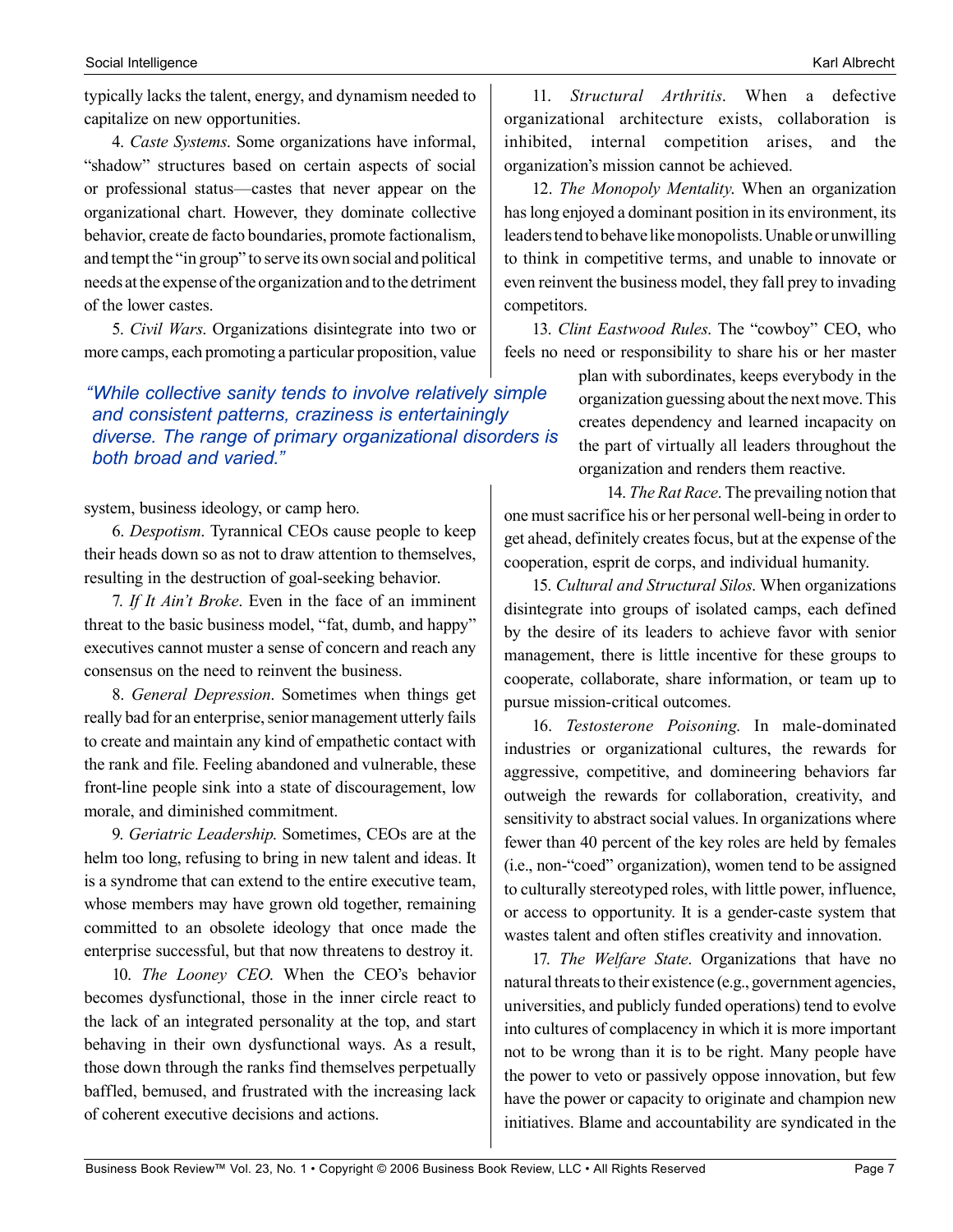typically lacks the talent, energy, and dynamism needed to capitalize on new opportunities.

4. *Caste Systems*. Some organizations have informal, "shadow" structures based on certain aspects of social or professional status—castes that never appear on the organizational chart. However, they dominate collective behavior, create de facto boundaries, promote factionalism, and tempt the "in group" to serve its own social and political needs at the expense of the organization and to the detriment of the lower castes.

5. *Civil Wars*. Organizations disintegrate into two or more camps, each promoting a particular proposition, value system, business ideology, or camp hero.

*"While collective sanity tends to involve relatively simple and consistent patterns, craziness is entertainingly diverse. The range of primary organizational disorders is both broad and varied."*

6. *Despotism*. Tyrannical CEOs cause people to keep their heads down so as not to draw attention to themselves, resulting in the destruction of goal-seeking behavior.

7. *If It Ain't Broke*. Even in the face of an imminent threat to the basic business model, "fat, dumb, and happy" executives cannot muster a sense of concern and reach any consensus on the need to reinvent the business.

8. *General Depression*. Sometimes when things get really bad for an enterprise, senior management utterly fails to create and maintain any kind of empathetic contact with the rank and file. Feeling abandoned and vulnerable, these front-line people sink into a state of discouragement, low morale, and diminished commitment.

9. *Geriatric Leadership*. Sometimes, CEOs are at the helm too long, refusing to bring in new talent and ideas. It is a syndrome that can extend to the entire executive team, whose members may have grown old together, remaining committed to an obsolete ideology that once made the enterprise successful, but that now threatens to destroy it.

10. *The Looney CEO*. When the CEO's behavior becomes dysfunctional, those in the inner circle react to the lack of an integrated personality at the top, and start behaving in their own dysfunctional ways. As a result, those down through the ranks find themselves perpetually baffled, bemused, and frustrated with the increasing lack of coherent executive decisions and actions.

11. *Structural Arthritis*. When a defective organizational architecture exists, collaboration is inhibited, internal competition arises, and the organization's mission cannot be achieved.

12. *The Monopoly Mentality*. When an organization has long enjoyed a dominant position in its environment, its leaders tend to behave like monopolists. Unable or unwilling to think in competitive terms, and unable to innovate or even reinvent the business model, they fall prey to invading competitors.

13. *Clint Eastwood Rules*. The "cowboy" CEO, who feels no need or responsibility to share his or her master plan with subordinates, keeps everybody in the organization guessing about the next move. This creates dependency and learned incapacity on the part of virtually all leaders throughout the organization and renders them reactive.

14. *The Rat Race*. The prevailing notion that one must sacrifice his or her personal well-being in order to get ahead, definitely creates focus, but at the expense of the cooperation, esprit de corps, and individual humanity.

15. *Cultural and Structural Silos*. When organizations disintegrate into groups of isolated camps, each defined by the desire of its leaders to achieve favor with senior management, there is little incentive for these groups to cooperate, collaborate, share information, or team up to pursue mission-critical outcomes.

16. *Testosterone Poisoning*. In male-dominated industries or organizational cultures, the rewards for aggressive, competitive, and domineering behaviors far outweigh the rewards for collaboration, creativity, and sensitivity to abstract social values. In organizations where fewer than 40 percent of the key roles are held by females (i.e., non-"coed" organization), women tend to be assigned to culturally stereotyped roles, with little power, influence, or access to opportunity. It is a gender-caste system that wastes talent and often stifles creativity and innovation.

17. *The Welfare State*. Organizations that have no natural threats to their existence (e.g., government agencies, universities, and publicly funded operations) tend to evolve into cultures of complacency in which it is more important not to be wrong than it is to be right. Many people have the power to veto or passively oppose innovation, but few have the power or capacity to originate and champion new initiatives. Blame and accountability are syndicated in the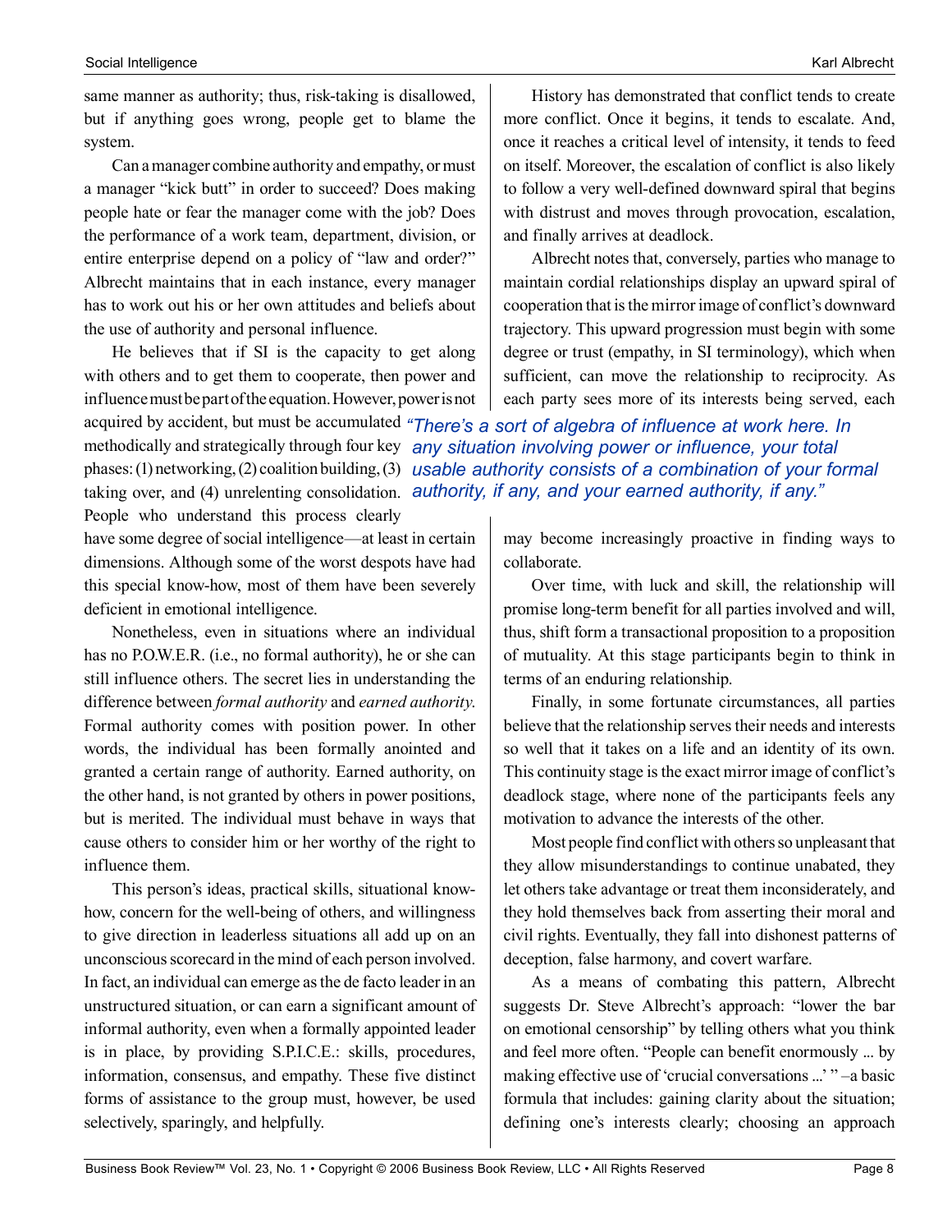same manner as authority; thus, risk-taking is disallowed, but if anything goes wrong, people get to blame the system.

Can a manager combine authority and empathy, or must a manager "kick butt" in order to succeed? Does making people hate or fear the manager come with the job? Does the performance of a work team, department, division, or entire enterprise depend on a policy of "law and order?" Albrecht maintains that in each instance, every manager has to work out his or her own attitudes and beliefs about the use of authority and personal influence.

He believes that if SI is the capacity to get along with others and to get them to cooperate, then power and influence must be part of the equation. However, power is not acquired by accident, but must be accumulated methodically and strategically through four key phases: (1) networking, (2) coalition building, (3) taking over, and (4) unrelenting consolidation. People who understand this process clearly have some degree of social intelligence—at least in certain dimensions. Although some of the worst despots have had this special know-how, most of them have been severely deficient in emotional intelligence.

Nonetheless, even in situations where an individual has no P.O.W.E.R. (i.e., no formal authority), he or she can still influence others. The secret lies in understanding the difference between *formal authority* and *earned authority*. Formal authority comes with position power. In other words, the individual has been formally anointed and granted a certain range of authority. Earned authority, on the other hand, is not granted by others in power positions, but is merited. The individual must behave in ways that cause others to consider him or her worthy of the right to influence them.

This person's ideas, practical skills, situational know-how, concern for the well-being of others, and willingness to give direction in leaderless situations all add up on an unconscious scorecard in the mind of each person involved. In fact, an individual can emerge as the de facto leader in an unstructured situation, or can earn a significant amount of informal authority, even when a formally appointed leader is in place, by providing S.P.I.C.E.: skills, procedures, information, consensus, and empathy. These five distinct forms of assistance to the group must, however, be used selectively, sparingly, and helpfully.

History has demonstrated that conflict tends to create more conflict. Once it begins, it tends to escalate. And, once it reaches a critical level of intensity, it tends to feed on itself. Moreover, the escalation of conflict is also likely to follow a very well-defined downward spiral that begins with distrust and moves through provocation, escalation, and finally arrives at deadlock.

Albrecht notes that, conversely, parties who manage to maintain cordial relationships display an upward spiral of cooperation that is the mirror image of conflict's downward trajectory. This upward progression must begin with some degree or trust (empathy, in SI terminology), which when sufficient, can move the relationship to reciprocity. As each party sees more of its interests being served, each may become increasingly proactive in finding ways to collaborate.

> *"There's a sort of algebra of influence at work here. In any situation involving power or influence, your total usable authority consists of a combination of your formal authority, if any, and your earned authority, if any."*

Over time, with luck and skill, the relationship will promise long-term benefit for all parties involved and will, thus, shift form a transactional proposition to a proposition of mutuality. At this stage participants begin to think in terms of an enduring relationship.

Finally, in some fortunate circumstances, all parties believe that the relationship serves their needs and interests so well that it takes on a life and an identity of its own. This continuity stage is the exact mirror image of conflict's deadlock stage, where none of the participants feels any motivation to advance the interests of the other.

Most people find conflict with others so unpleasant that they allow misunderstandings to continue unabated, they let others take advantage or treat them inconsiderately, and they hold themselves back from asserting their moral and civil rights. Eventually, they fall into dishonest patterns of deception, false harmony, and covert warfare.

As a means of combating this pattern, Albrecht suggests Dr. Steve Albrecht's approach: "lower the bar on emotional censorship" by telling others what you think and feel more often. "People can benefit enormously ... by making effective use of 'crucial conversations ...' " –a basic formula that includes: gaining clarity about the situation; defining one's interests clearly; choosing an approach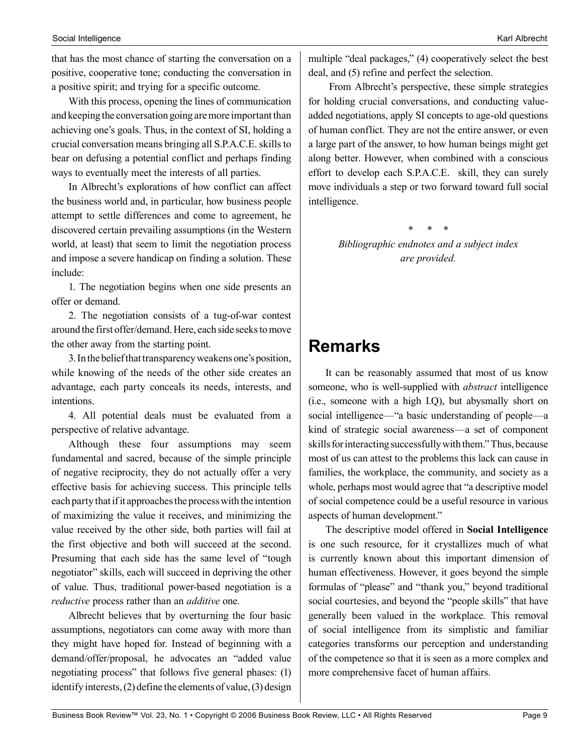that has the most chance of starting the conversation on a positive, cooperative tone; conducting the conversation in a positive spirit; and trying for a specific outcome.

With this process, opening the lines of communication and keeping the conversation going are more important than achieving one's goals. Thus, in the context of SI, holding a crucial conversation means bringing all S.P.A.C.E. skills to bear on defusing a potential conflict and perhaps finding ways to eventually meet the interests of all parties.

In Albrecht's explorations of how conflict can affect the business world and, in particular, how business people attempt to settle differences and come to agreement, he discovered certain prevailing assumptions (in the Western world, at least) that seem to limit the negotiation process and impose a severe handicap on finding a solution. These include:

1. The negotiation begins when one side presents an offer or demand.

2. The negotiation consists of a tug-of-war contest around the first offer/demand. Here, each side seeks to move the other away from the starting point.

3. In the belief that transparency weakens one's position, while knowing of the needs of the other side creates an advantage, each party conceals its needs, interests, and intentions.

4. All potential deals must be evaluated from a perspective of relative advantage.

Although these four assumptions may seem fundamental and sacred, because of the simple principle of negative reciprocity, they do not actually offer a very effective basis for achieving success. This principle tells each party that if it approaches the process with the intention of maximizing the value it receives, and minimizing the value received by the other side, both parties will fail at the first objective and both will succeed at the second. Presuming that each side has the same level of "tough negotiator" skills, each will succeed in depriving the other of value. Thus, traditional power-based negotiation is a *reductive* process rather than an *additive* one.

Albrecht believes that by overturning the four basic assumptions, negotiators can come away with more than they might have hoped for. Instead of beginning with a demand/offer/proposal, he advocates an "added value negotiating process" that follows five general phases: (1) identify interests, (2) define the elements of value, (3) design multiple "deal packages," (4) cooperatively select the best deal, and (5) refine and perfect the selection.

From Albrecht's perspective, these simple strategies for holding crucial conversations, and conducting value-added negotiations, apply SI concepts to age-old questions of human conflict. They are not the entire answer, or even a large part of the answer, to how human beings might get along better. However, when combined with a conscious effort to develop each S.P.A.C.E. skill, they can surely move individuals a step or two forward toward full social intelligence.

\* \* \*

*Bibliographic endnotes and a subject index are provided.*

## Remarks

It can be reasonably assumed that most of us know someone, who is well-supplied with *abstract* intelligence (i.e., someone with a high I.Q), but abysmally short on social intelligence—"a basic understanding of people—a kind of strategic social awareness—a set of component skills for interacting successfully with them." Thus, because most of us can attest to the problems this lack can cause in families, the workplace, the community, and society as a whole, perhaps most would agree that "a descriptive model of social competence could be a useful resource in various aspects of human development."

The descriptive model offered in **Social Intelligence** is one such resource, for it crystallizes much of what is currently known about this important dimension of human effectiveness. However, it goes beyond the simple formulas of "please" and "thank you," beyond traditional social courtesies, and beyond the "people skills" that have generally been valued in the workplace. This removal of social intelligence from its simplistic and familiar categories transforms our perception and understanding of the competence so that it is seen as a more complex and more comprehensive facet of human affairs.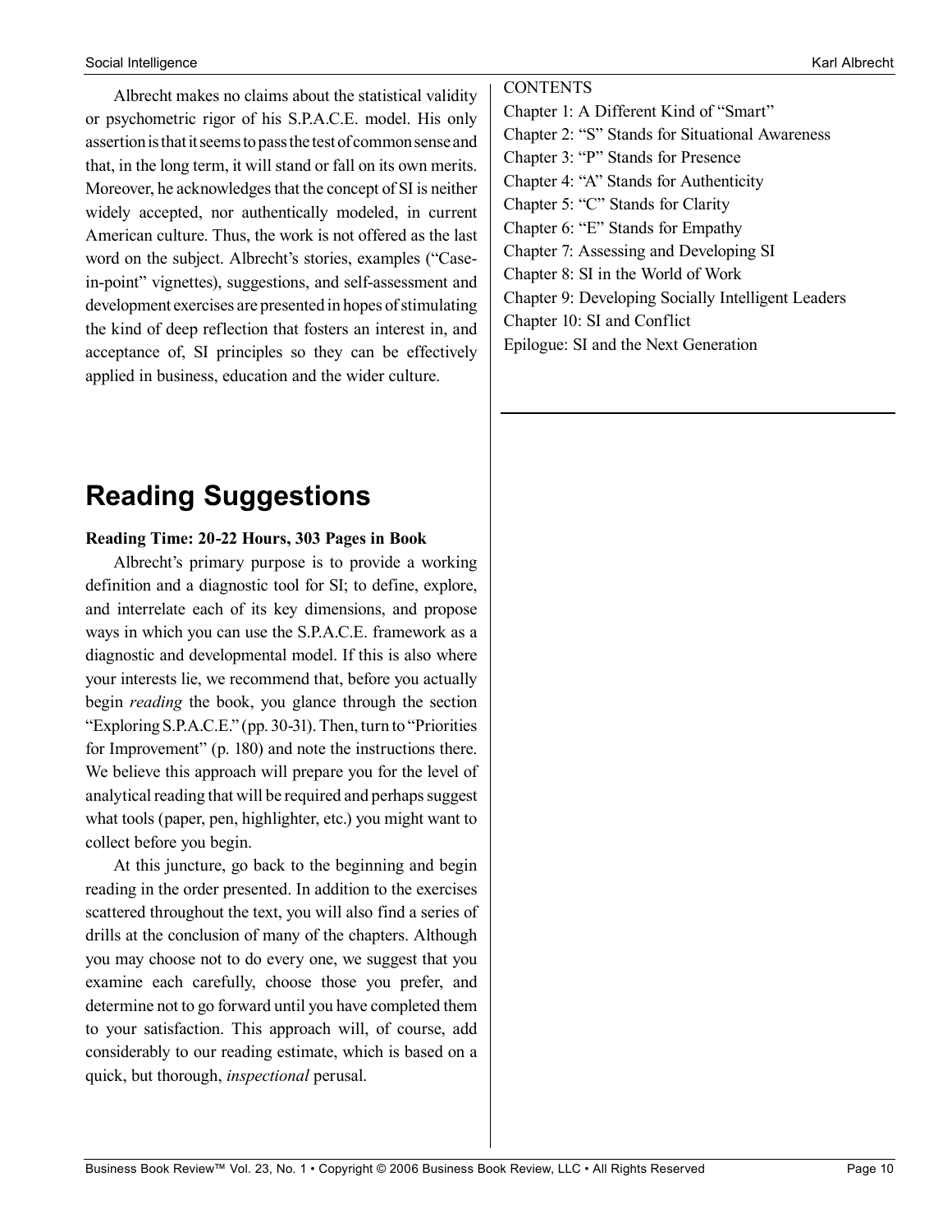Albrecht makes no claims about the statistical validity or psychometric rigor of his S.P.A.C.E. model. His only assertion is that it seems to pass the test of common sense and that, in the long term, it will stand or fall on its own merits. Moreover, he acknowledges that the concept of SI is neither widely accepted, nor authentically modeled, in current American culture. Thus, the work is not offered as the last word on the subject. Albrecht's stories, examples ("Case-in-point" vignettes), suggestions, and self-assessment and development exercises are presented in hopes of stimulating the kind of deep reflection that fosters an interest in, and acceptance of, SI principles so they can be effectively applied in business, education and the wider culture.

# Reading Suggestions

**Reading Time: 20-22 Hours, 303 Pages in Book**

Albrecht's primary purpose is to provide a working definition and a diagnostic tool for SI; to define, explore, and interrelate each of its key dimensions, and propose ways in which you can use the S.P.A.C.E. framework as a diagnostic and developmental model. If this is also where your interests lie, we recommend that, before you actually begin *reading* the book, you glance through the section "Exploring S.P.A.C.E." (pp. 30-31). Then, turn to "Priorities for Improvement" (p. 180) and note the instructions there. We believe this approach will prepare you for the level of analytical reading that will be required and perhaps suggest what tools (paper, pen, highlighter, etc.) you might want to collect before you begin.

At this juncture, go back to the beginning and begin reading in the order presented. In addition to the exercises scattered throughout the text, you will also find a series of drills at the conclusion of many of the chapters. Although you may choose not to do every one, we suggest that you examine each carefully, choose those you prefer, and determine not to go forward until you have completed them to your satisfaction. This approach will, of course, add considerably to our reading estimate, which is based on a quick, but thorough, *inspectional* perusal.

CONTENTS

Chapter 1: A Different Kind of "Smart"
Chapter 2: "S" Stands for Situational Awareness
Chapter 3: "P" Stands for Presence
Chapter 4: "A" Stands for Authenticity
Chapter 5: "C" Stands for Clarity
Chapter 6: "E" Stands for Empathy
Chapter 7: Assessing and Developing SI
Chapter 8: SI in the World of Work
Chapter 9: Developing Socially Intelligent Leaders
Chapter 10: SI and Conflict
Epilogue: SI and the Next Generation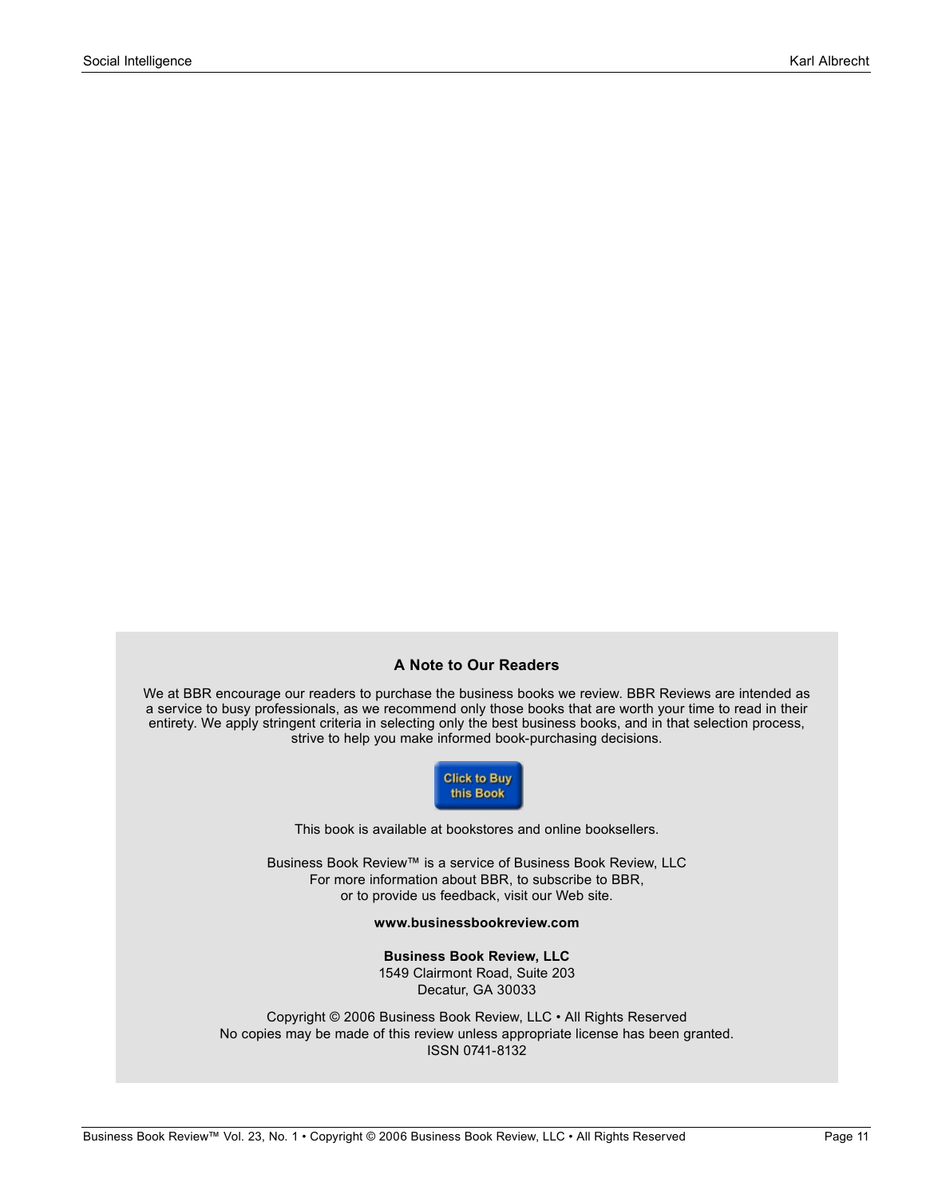### A Note to Our Readers

We at BBR encourage our readers to purchase the business books we review. BBR Reviews are intended as a service to busy professionals, as we recommend only those books that are worth your time to read in their entirety. We apply stringent criteria in selecting only the best business books, and in that selection process, strive to help you make informed book-purchasing decisions.

Click to Buy this Book

This book is available at bookstores and online booksellers.

Business Book Review™ is a service of Business Book Review, LLC
For more information about BBR, to subscribe to BBR,
or to provide us feedback, visit our Web site.

**www.businessbookreview.com**

**Business Book Review, LLC**
1549 Clairmont Road, Suite 203
Decatur, GA 30033

Copyright © 2006 Business Book Review, LLC • All Rights Reserved
No copies may be made of this review unless appropriate license has been granted.
ISSN 0741-8132